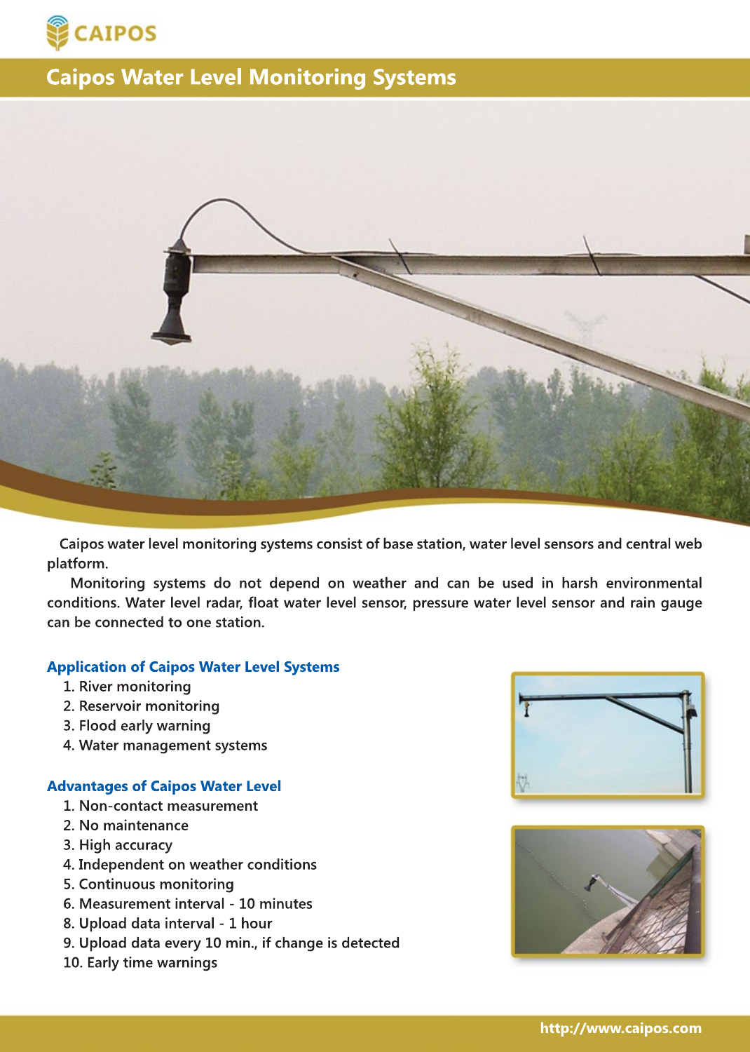CAIPOS

# Caipos Water Level Monitoring Systems

Caipos water level monitoring systems consist of base station, water level sensors and central web platform.

Monitoring systems do not depend on weather and can be used in harsh environmental conditions. Water level radar, float water level sensor, pressure water level sensor and rain gauge can be connected to one station.

## Application of Caipos Water Level Systems

1. River monitoring
2. Reservoir monitoring
3. Flood early warning
4. Water management systems

## Advantages of Caipos Water Level

1. Non-contact measurement
2. No maintenance
3. High accuracy
4. Independent on weather conditions
5. Continuous monitoring
6. Measurement interval - 10 minutes
8. Upload data interval - 1 hour
9. Upload data every 10 min., if change is detected
10. Early time warnings

http://www.caipos.com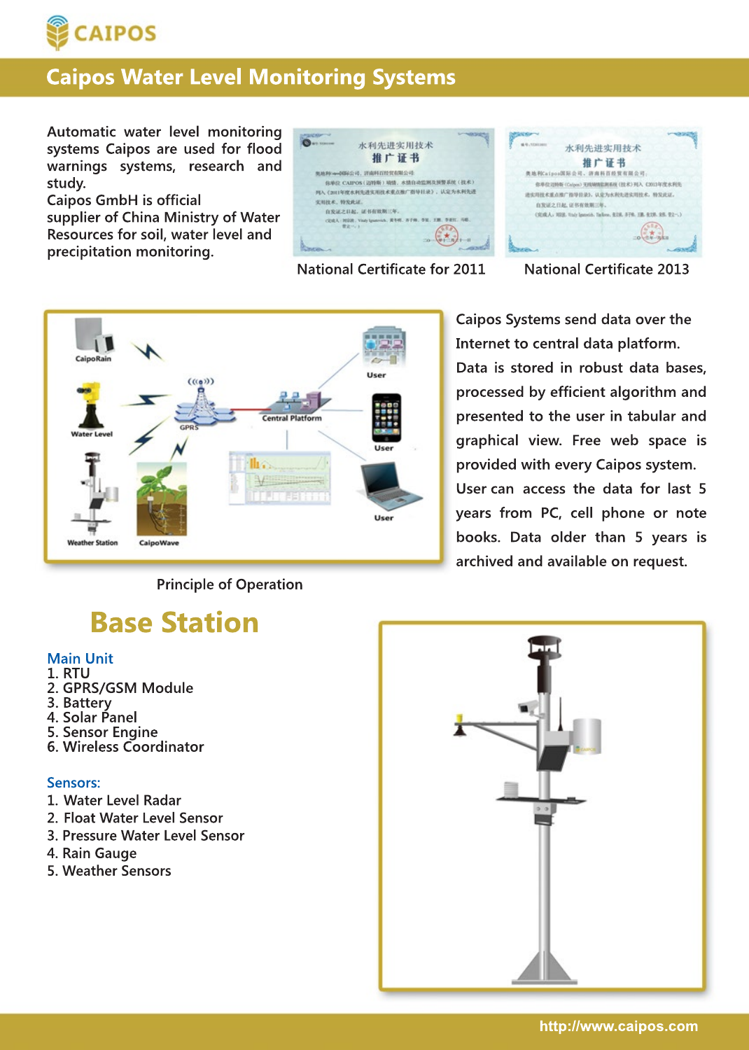# Caipos Water Level Monitoring Systems

Automatic water level monitoring systems Caipos are used for flood warnings systems, research and study.
Caipos GmbH is official supplier of China Ministry of Water Resources for soil, water level and precipitation monitoring.

National Certificate for 2011

National Certificate 2013

Caipos Systems send data over the Internet to central data platform. Data is stored in robust data bases, processed by efficient algorithm and presented to the user in tabular and graphical view. Free web space is provided with every Caipos system. User can access the data for last 5 years from PC, cell phone or note books. Data older than 5 years is archived and available on request.

Principle of Operation

## Base Station

**Main Unit**

1. RTU
2. GPRS/GSM Module
3. Battery
4. Solar Panel
5. Sensor Engine
6. Wireless Coordinator

**Sensors:**

1. Water Level Radar
2. Float Water Level Sensor
3. Pressure Water Level Sensor
4. Rain Gauge
5. Weather Sensors

http://www.caipos.com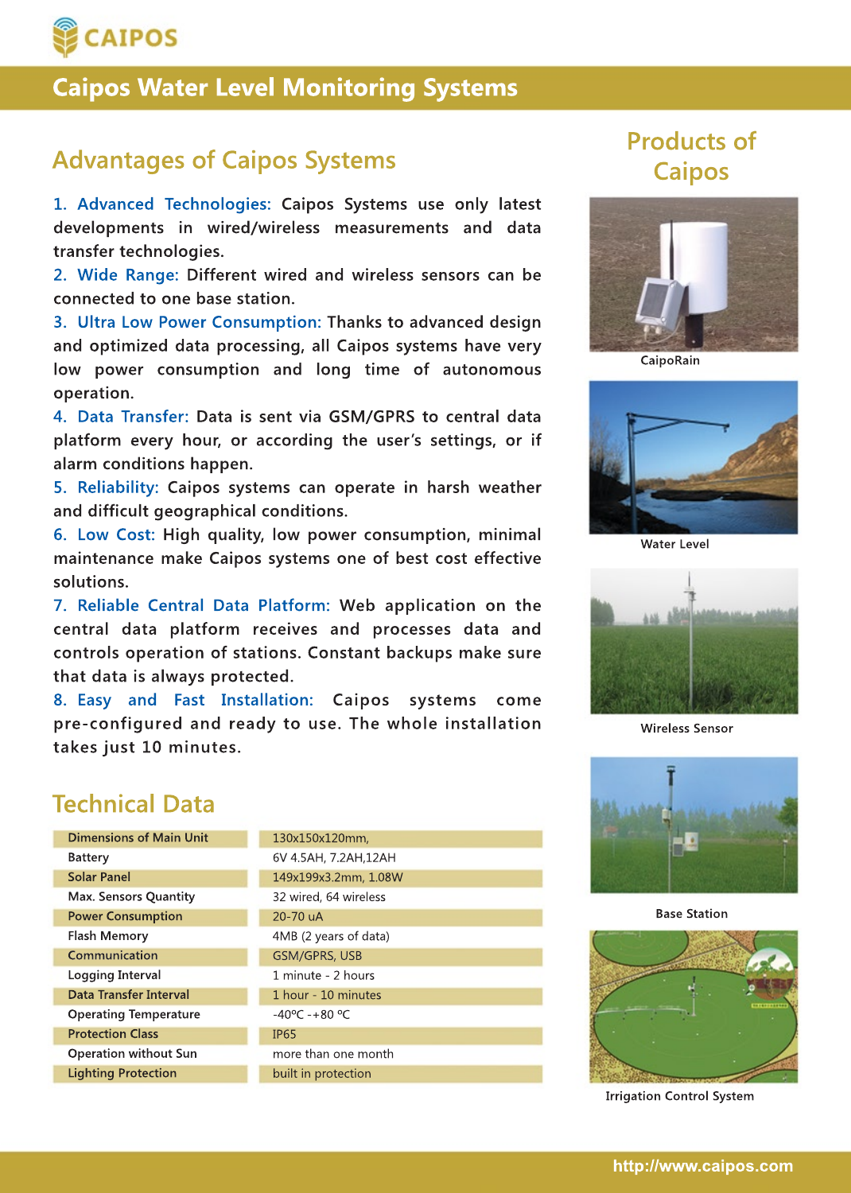# Caipos Water Level Monitoring Systems

## Advantages of Caipos Systems

1. **Advanced Technologies:** Caipos Systems use only latest developments in wired/wireless measurements and data transfer technologies.
2. **Wide Range:** Different wired and wireless sensors can be connected to one base station.
3. **Ultra Low Power Consumption:** Thanks to advanced design and optimized data processing, all Caipos systems have very low power consumption and long time of autonomous operation.
4. **Data Transfer:** Data is sent via GSM/GPRS to central data platform every hour, or according the user's settings, or if alarm conditions happen.
5. **Reliability:** Caipos systems can operate in harsh weather and difficult geographical conditions.
6. **Low Cost:** High quality, low power consumption, minimal maintenance make Caipos systems one of best cost effective solutions.
7. **Reliable Central Data Platform:** Web application on the central data platform receives and processes data and controls operation of stations. Constant backups make sure that data is always protected.
8. **Easy and Fast Installation:** Caipos systems come pre-configured and ready to use. The whole installation takes just 10 minutes.

## Technical Data

| | |
|---|---|
| Dimensions of Main Unit | 130x150x120mm, |
| Battery | 6V 4.5AH, 7.2AH,12AH |
| Solar Panel | 149x199x3.2mm, 1.08W |
| Max. Sensors Quantity | 32 wired, 64 wireless |
| Power Consumption | 20-70 uA |
| Flash Memory | 4MB (2 years of data) |
| Communication | GSM/GPRS, USB |
| Logging Interval | 1 minute - 2 hours |
| Data Transfer Interval | 1 hour - 10 minutes |
| Operating Temperature | -40ºC -+80 ºC |
| Protection Class | IP65 |
| Operation without Sun | more than one month |
| Lighting Protection | built in protection |

## Products of Caipos

CaipoRain

Water Level

Wireless Sensor

Base Station

Irrigation Control System

http://www.caipos.com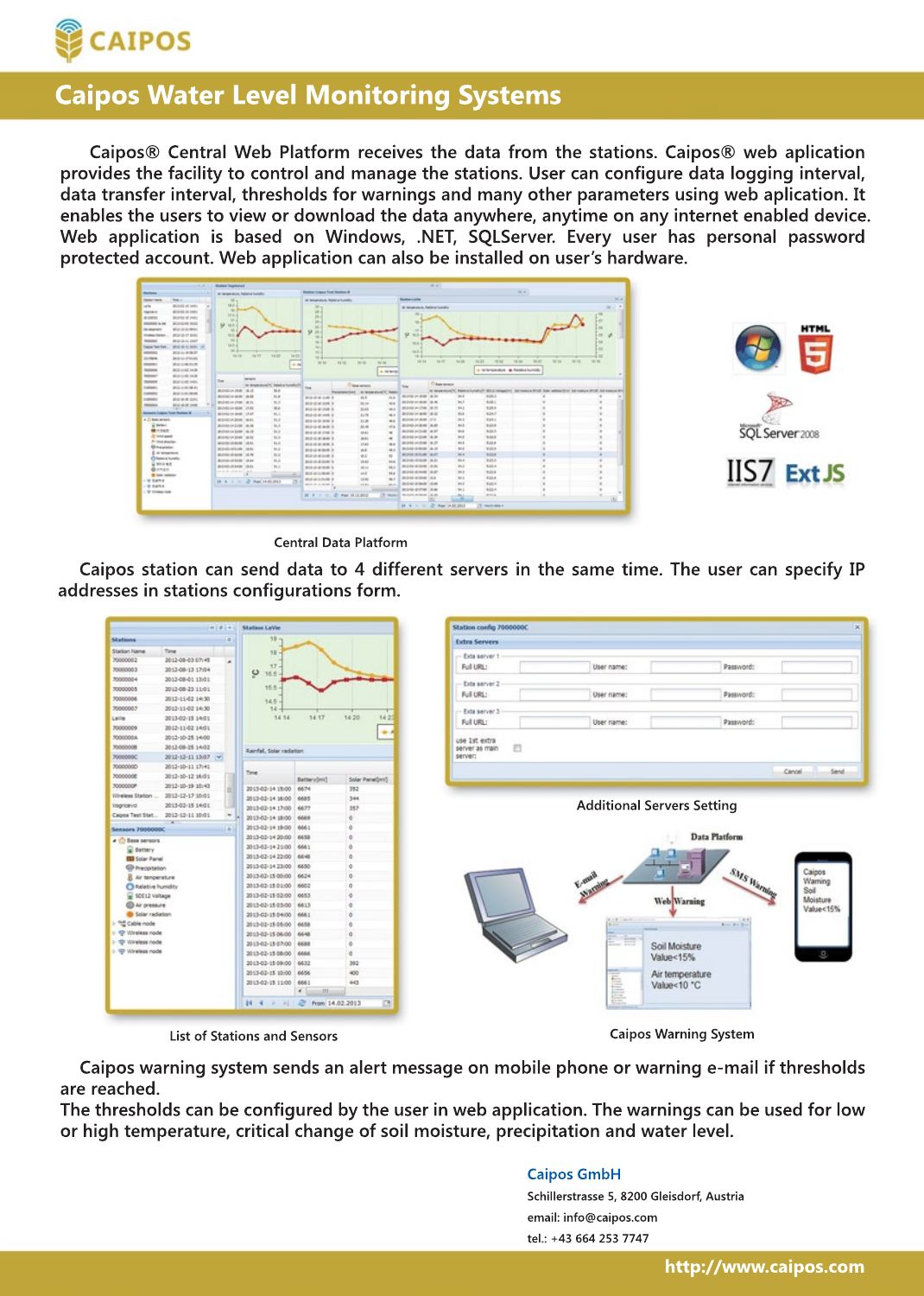# Caipos Water Level Monitoring Systems

Caipos® Central Web Platform receives the data from the stations. Caipos® web aplication provides the facility to control and manage the stations. User can configure data logging interval, data transfer interval, thresholds for warnings and many other parameters using web aplication. It enables the users to view or download the data anywhere, anytime on any internet enabled device. Web application is based on Windows, .NET, SQLServer. Every user has personal password protected account. Web application can also be installed on user's hardware.

Central Data Platform

Caipos station can send data to 4 different servers in the same time. The user can specify IP addresses in stations configurations form.

List of Stations and Sensors

Additional Servers Setting

Caipos Warning System

Caipos warning system sends an alert message on mobile phone or warning e-mail if thresholds are reached.
The thresholds can be configured by the user in web application. The warnings can be used for low or high temperature, critical change of soil moisture, precipitation and water level.

**Caipos GmbH**
Schillerstrasse 5, 8200 Gleisdorf, Austria
email: info@caipos.com
tel.: +43 664 253 7747

**http://www.caipos.com**